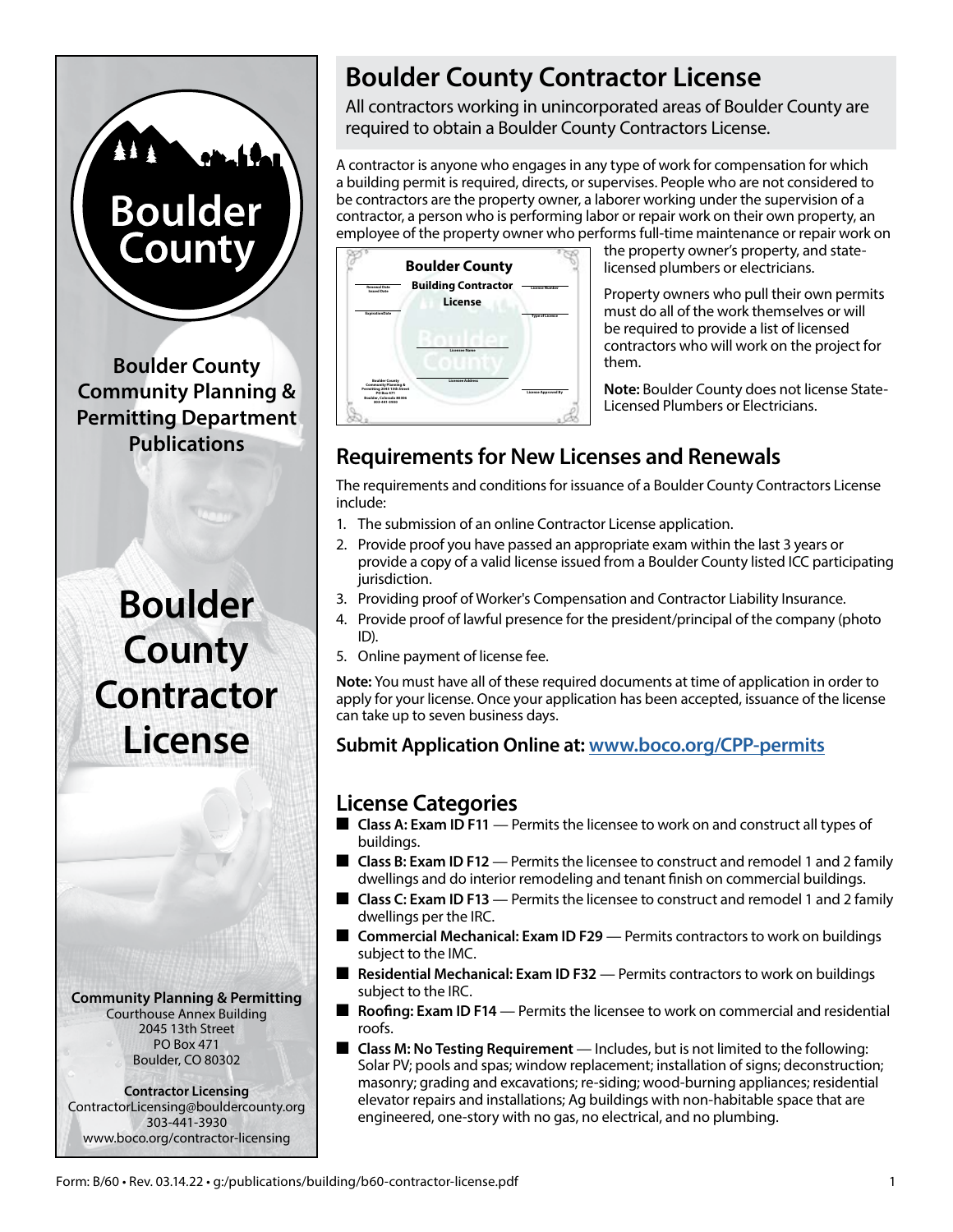# Boulder County Contractor License

All contractors working in unincorporated areas of Boulder County are required to obtain a Boulder County Contractors License.

A contractor is anyone who engages in any type of work for compensation for which a building permit is required, directs, or supervises. People who are not considered to be contractors are the property owner, a laborer working under the supervision of a contractor, a person who is performing labor or repair work on their own property, an employee of the property owner who performs full-time maintenance or repair work on the property owner's property, and state-licensed plumbers or electricians.

Property owners who pull their own permits must do all of the work themselves or will be required to provide a list of licensed contractors who will work on the project for them.

**Note:** Boulder County does not license State-Licensed Plumbers or Electricians.

## Requirements for New Licenses and Renewals

The requirements and conditions for issuance of a Boulder County Contractors License include:

1. The submission of an online Contractor License application.
2. Provide proof you have passed an appropriate exam within the last 3 years or provide a copy of a valid license issued from a Boulder County listed ICC participating jurisdiction.
3. Providing proof of Worker's Compensation and Contractor Liability Insurance.
4. Provide proof of lawful presence for the president/principal of the company (photo ID).
5. Online payment of license fee.

**Note:** You must have all of these required documents at time of application in order to apply for your license. Once your application has been accepted, issuance of the license can take up to seven business days.

### Submit Application Online at: [www.boco.org/CPP-permits](www.boco.org/CPP-permits)

## License Categories

- **Class A: Exam ID F11** — Permits the licensee to work on and construct all types of buildings.
- **Class B: Exam ID F12** — Permits the licensee to construct and remodel 1 and 2 family dwellings and do interior remodeling and tenant finish on commercial buildings.
- **Class C: Exam ID F13** — Permits the licensee to construct and remodel 1 and 2 family dwellings per the IRC.
- **Commercial Mechanical: Exam ID F29** — Permits contractors to work on buildings subject to the IMC.
- **Residential Mechanical: Exam ID F32** — Permits contractors to work on buildings subject to the IRC.
- **Roofing: Exam ID F14** — Permits the licensee to work on commercial and residential roofs.
- **Class M: No Testing Requirement** — Includes, but is not limited to the following: Solar PV; pools and spas; window replacement; installation of signs; deconstruction; masonry; grading and excavations; re-siding; wood-burning appliances; residential elevator repairs and installations; Ag buildings with non-habitable space that are engineered, one-story with no gas, no electrical, and no plumbing.

---

Boulder County

**Boulder County Community Planning & Permitting Department Publications**

# Boulder County Contractor License

**Community Planning & Permitting**
Courthouse Annex Building
2045 13th Street
PO Box 471
Boulder, CO 80302

**Contractor Licensing**
ContractorLicensing@bouldercounty.org
303-441-3930
www.boco.org/contractor-licensing

Form: B/60 • Rev. 03.14.22 • g:/publications/building/b60-contractor-license.pdf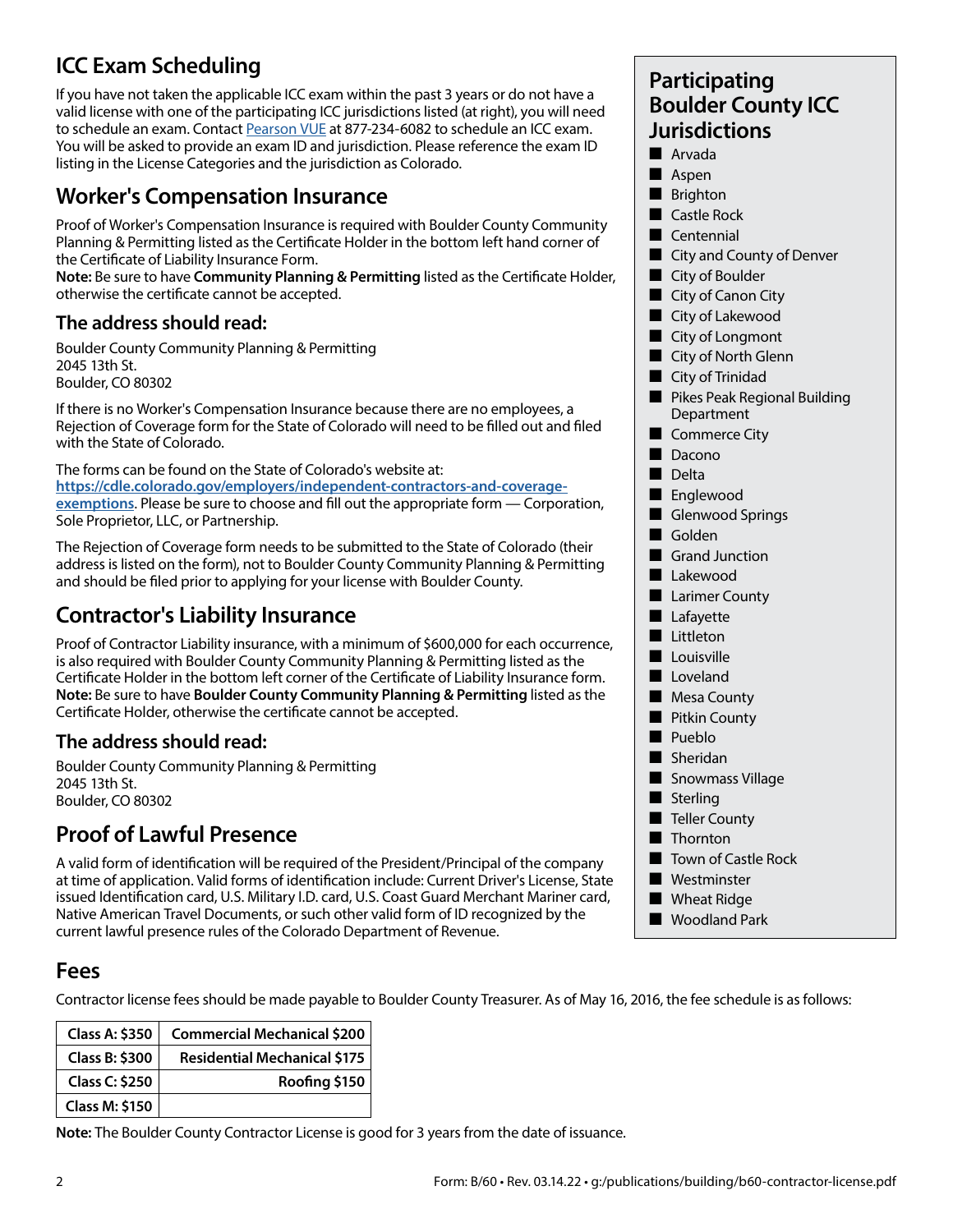## ICC Exam Scheduling

If you have not taken the applicable ICC exam within the past 3 years or do not have a valid license with one of the participating ICC jurisdictions listed (at right), you will need to schedule an exam. Contact Pearson VUE at 877-234-6082 to schedule an ICC exam. You will be asked to provide an exam ID and jurisdiction. Please reference the exam ID listing in the License Categories and the jurisdiction as Colorado.

## Worker's Compensation Insurance

Proof of Worker's Compensation Insurance is required with Boulder County Community Planning & Permitting listed as the Certificate Holder in the bottom left hand corner of the Certificate of Liability Insurance Form.
**Note:** Be sure to have **Community Planning & Permitting** listed as the Certificate Holder, otherwise the certificate cannot be accepted.

### The address should read:

Boulder County Community Planning & Permitting
2045 13th St.
Boulder, CO 80302

If there is no Worker's Compensation Insurance because there are no employees, a Rejection of Coverage form for the State of Colorado will need to be filled out and filed with the State of Colorado.

The forms can be found on the State of Colorado's website at:
**https://cdle.colorado.gov/employers/independent-contractors-and-coverage-exemptions**. Please be sure to choose and fill out the appropriate form — Corporation, Sole Proprietor, LLC, or Partnership.

The Rejection of Coverage form needs to be submitted to the State of Colorado (their address is listed on the form), not to Boulder County Community Planning & Permitting and should be filed prior to applying for your license with Boulder County.

## Contractor's Liability Insurance

Proof of Contractor Liability insurance, with a minimum of $600,000 for each occurrence, is also required with Boulder County Community Planning & Permitting listed as the Certificate Holder in the bottom left corner of the Certificate of Liability Insurance form.
**Note:** Be sure to have **Boulder County Community Planning & Permitting** listed as the Certificate Holder, otherwise the certificate cannot be accepted.

### The address should read:

Boulder County Community Planning & Permitting
2045 13th St.
Boulder, CO 80302

## Proof of Lawful Presence

A valid form of identification will be required of the President/Principal of the company at time of application. Valid forms of identification include: Current Driver's License, State issued Identification card, U.S. Military I.D. card, U.S. Coast Guard Merchant Mariner card, Native American Travel Documents, or such other valid form of ID recognized by the current lawful presence rules of the Colorado Department of Revenue.

## Participating Boulder County ICC Jurisdictions

- Arvada
- Aspen
- Brighton
- Castle Rock
- Centennial
- City and County of Denver
- City of Boulder
- City of Canon City
- City of Lakewood
- City of Longmont
- City of North Glenn
- City of Trinidad
- Pikes Peak Regional Building Department
- Commerce City
- Dacono
- Delta
- Englewood
- Glenwood Springs
- Golden
- Grand Junction
- Lakewood
- Larimer County
- Lafayette
- Littleton
- Louisville
- Loveland
- Mesa County
- Pitkin County
- Pueblo
- Sheridan
- Snowmass Village
- Sterling
- Teller County
- Thornton
- Town of Castle Rock
- Westminster
- Wheat Ridge
- Woodland Park

## Fees

Contractor license fees should be made payable to Boulder County Treasurer. As of May 16, 2016, the fee schedule is as follows:

| | |
|---|---|
| **Class A: $350** | **Commercial Mechanical $200** |
| **Class B: $300** | **Residential Mechanical $175** |
| **Class C: $250** | **Roofing $150** |
| **Class M: $150** | |

**Note:** The Boulder County Contractor License is good for 3 years from the date of issuance.

Form: B/60 • Rev. 03.14.22 • g:/publications/building/b60-contractor-license.pdf